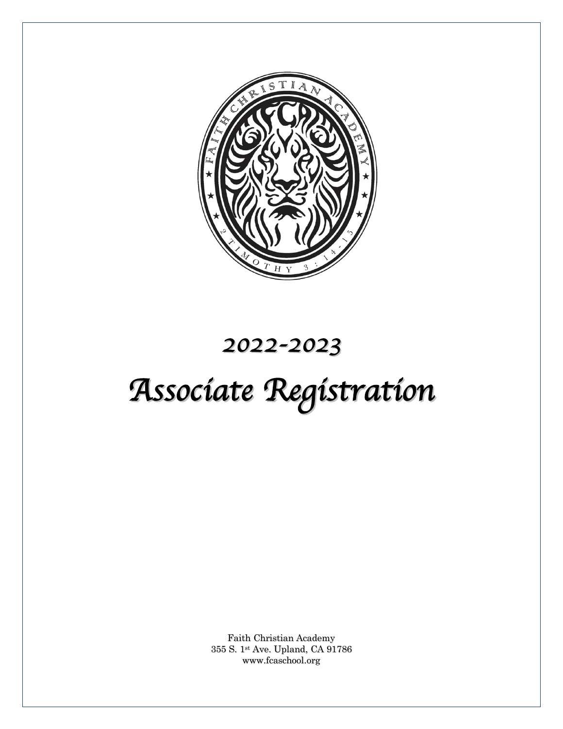# 2022-2023

# Associate Registration

Faith Christian Academy
355 S. 1st Ave. Upland, CA 91786
www.fcaschool.org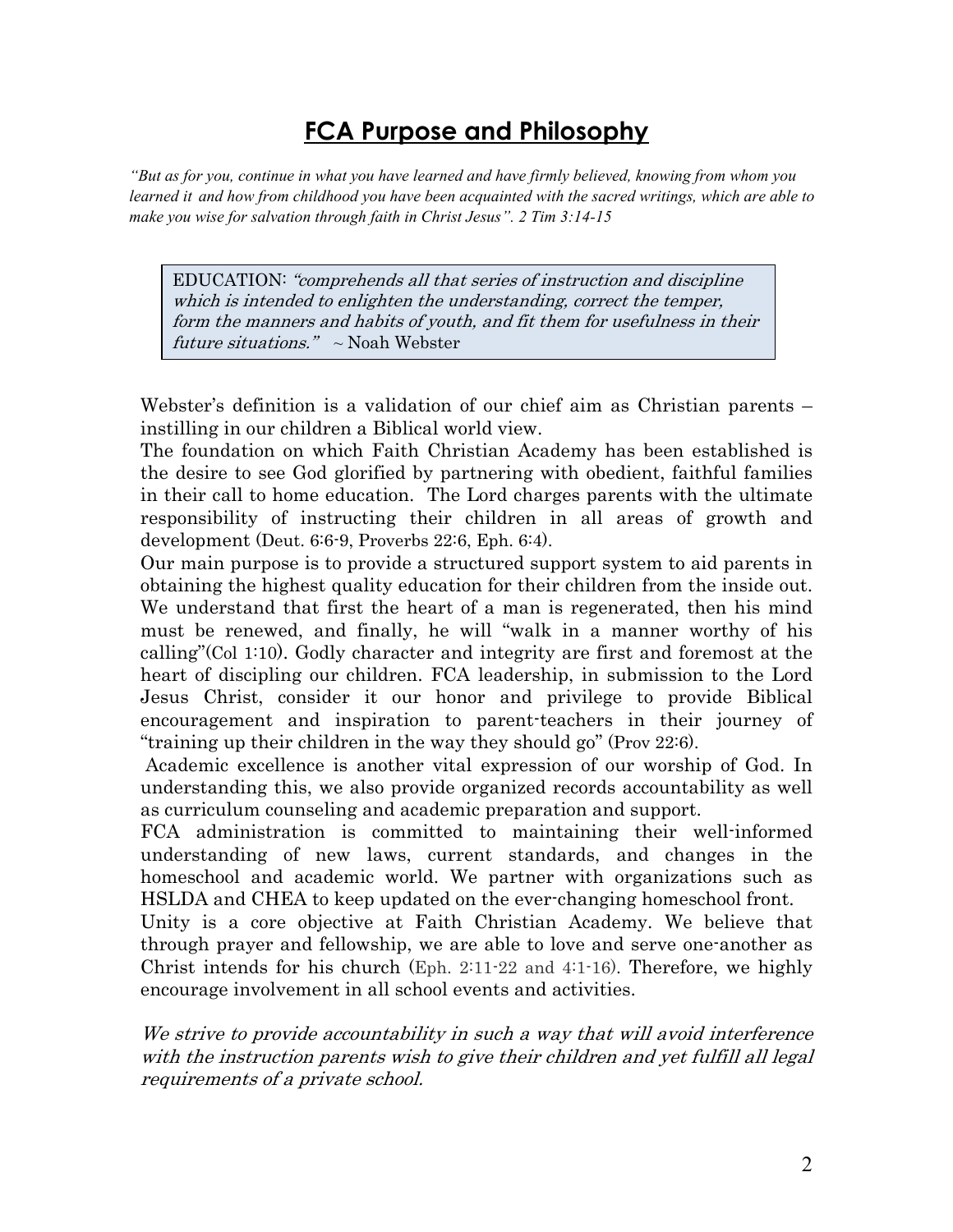# FCA Purpose and Philosophy

*"But as for you, continue in what you have learned and have firmly believed, knowing from whom you learned it and how from childhood you have been acquainted with the sacred writings, which are able to make you wise for salvation through faith in Christ Jesus". 2 Tim 3:14-15*

> EDUCATION: *"comprehends all that series of instruction and discipline which is intended to enlighten the understanding, correct the temper, form the manners and habits of youth, and fit them for usefulness in their future situations."* ~ Noah Webster

Webster's definition is a validation of our chief aim as Christian parents – instilling in our children a Biblical world view.

The foundation on which Faith Christian Academy has been established is the desire to see God glorified by partnering with obedient, faithful families in their call to home education. The Lord charges parents with the ultimate responsibility of instructing their children in all areas of growth and development (Deut. 6:6-9, Proverbs 22:6, Eph. 6:4).

Our main purpose is to provide a structured support system to aid parents in obtaining the highest quality education for their children from the inside out. We understand that first the heart of a man is regenerated, then his mind must be renewed, and finally, he will "walk in a manner worthy of his calling"(Col 1:10). Godly character and integrity are first and foremost at the heart of discipling our children. FCA leadership, in submission to the Lord Jesus Christ, consider it our honor and privilege to provide Biblical encouragement and inspiration to parent-teachers in their journey of "training up their children in the way they should go" (Prov 22:6).

Academic excellence is another vital expression of our worship of God. In understanding this, we also provide organized records accountability as well as curriculum counseling and academic preparation and support.

FCA administration is committed to maintaining their well-informed understanding of new laws, current standards, and changes in the homeschool and academic world. We partner with organizations such as HSLDA and CHEA to keep updated on the ever-changing homeschool front.

Unity is a core objective at Faith Christian Academy. We believe that through prayer and fellowship, we are able to love and serve one-another as Christ intends for his church (Eph. 2:11-22 and 4:1-16). Therefore, we highly encourage involvement in all school events and activities.

*We strive to provide accountability in such a way that will avoid interference with the instruction parents wish to give their children and yet fulfill all legal requirements of a private school.*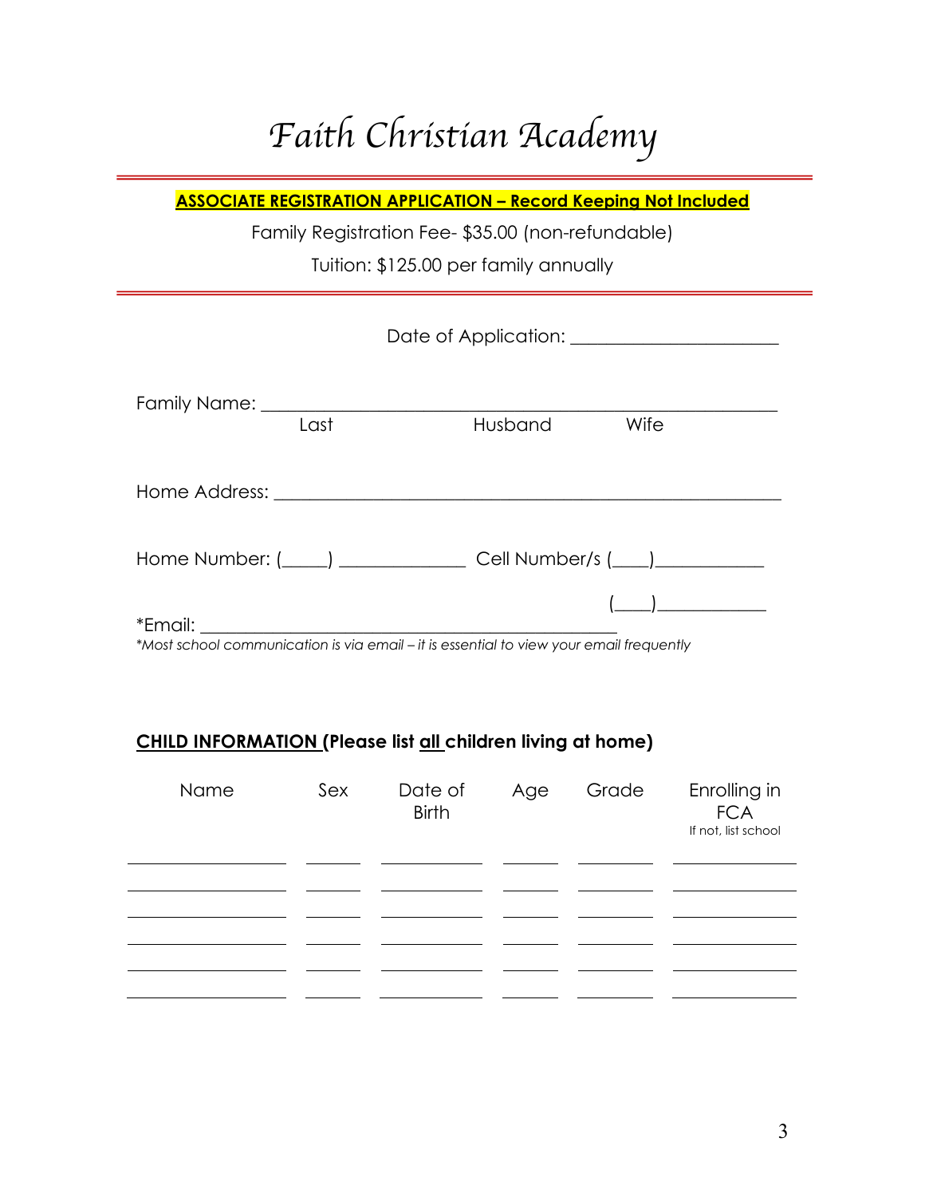# Faith Christian Academy

**ASSOCIATE REGISTRATION APPLICATION – Record Keeping Not Included**

Family Registration Fee- $35.00 (non-refundable)

Tuition: $125.00 per family annually

Date of Application: ______________________

Family Name: ____________________________________________________
Last Husband Wife

Home Address: ____________________________________________________

Home Number: (_____) _____________ Cell Number/s (____)___________

(____)___________

*Email: ______________________________________________

*Most school communication is via email – it is essential to view your email frequently*

**CHILD INFORMATION (Please list all children living at home)**

| Name | Sex | Date of Birth | Age | Grade | Enrolling in FCA<br>If not, list school |
|---|---|---|---|---|---|
| | | | | | |
| | | | | | |
| | | | | | |
| | | | | | |
| | | | | | |
| | | | | | |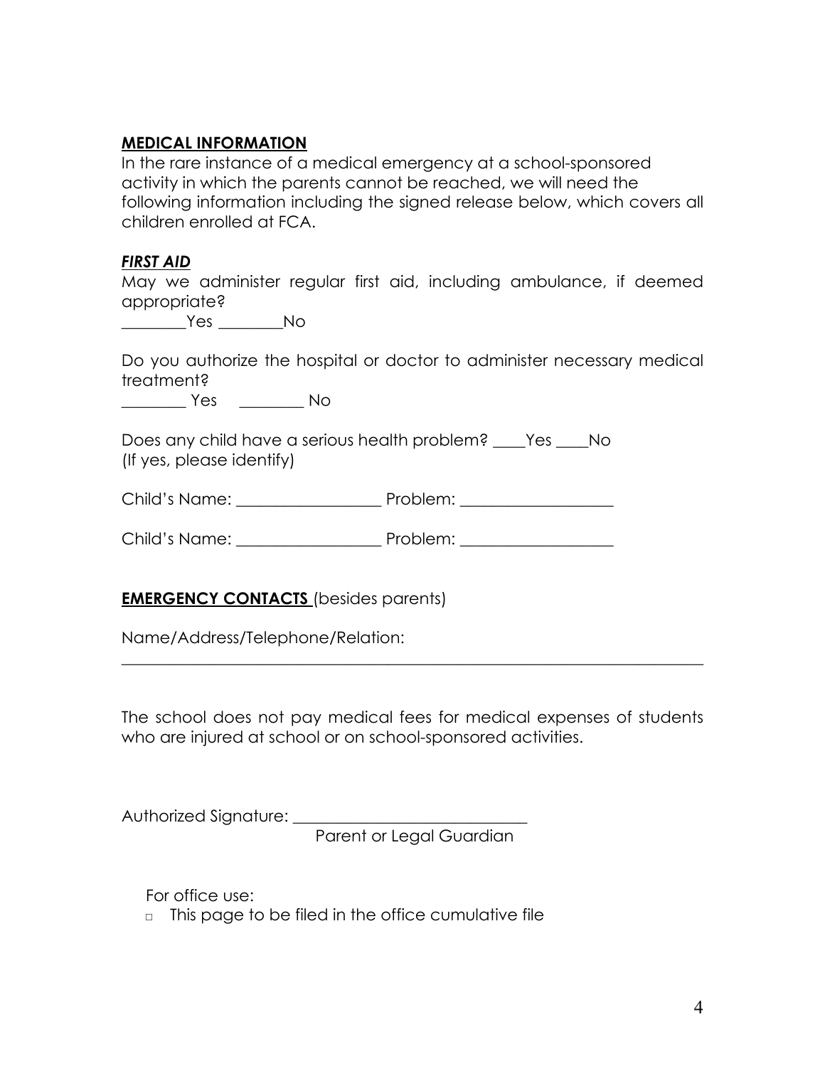## MEDICAL INFORMATION

In the rare instance of a medical emergency at a school-sponsored activity in which the parents cannot be reached, we will need the following information including the signed release below, which covers all children enrolled at FCA.

### *FIRST AID*

May we administer regular first aid, including ambulance, if deemed appropriate?

________Yes ________No

Do you authorize the hospital or doctor to administer necessary medical treatment?

________ Yes ________ No

Does any child have a serious health problem? ____Yes ____No
(If yes, please identify)

Child's Name: __________________ Problem: ___________________

Child's Name: __________________ Problem: ___________________

**EMERGENCY CONTACTS** (besides parents)

Name/Address/Telephone/Relation:

_____________________________________________________________________________

The school does not pay medical fees for medical expenses of students who are injured at school or on school-sponsored activities.

Authorized Signature: _____________________________
Parent or Legal Guardian

For office use:

- □ This page to be filed in the office cumulative file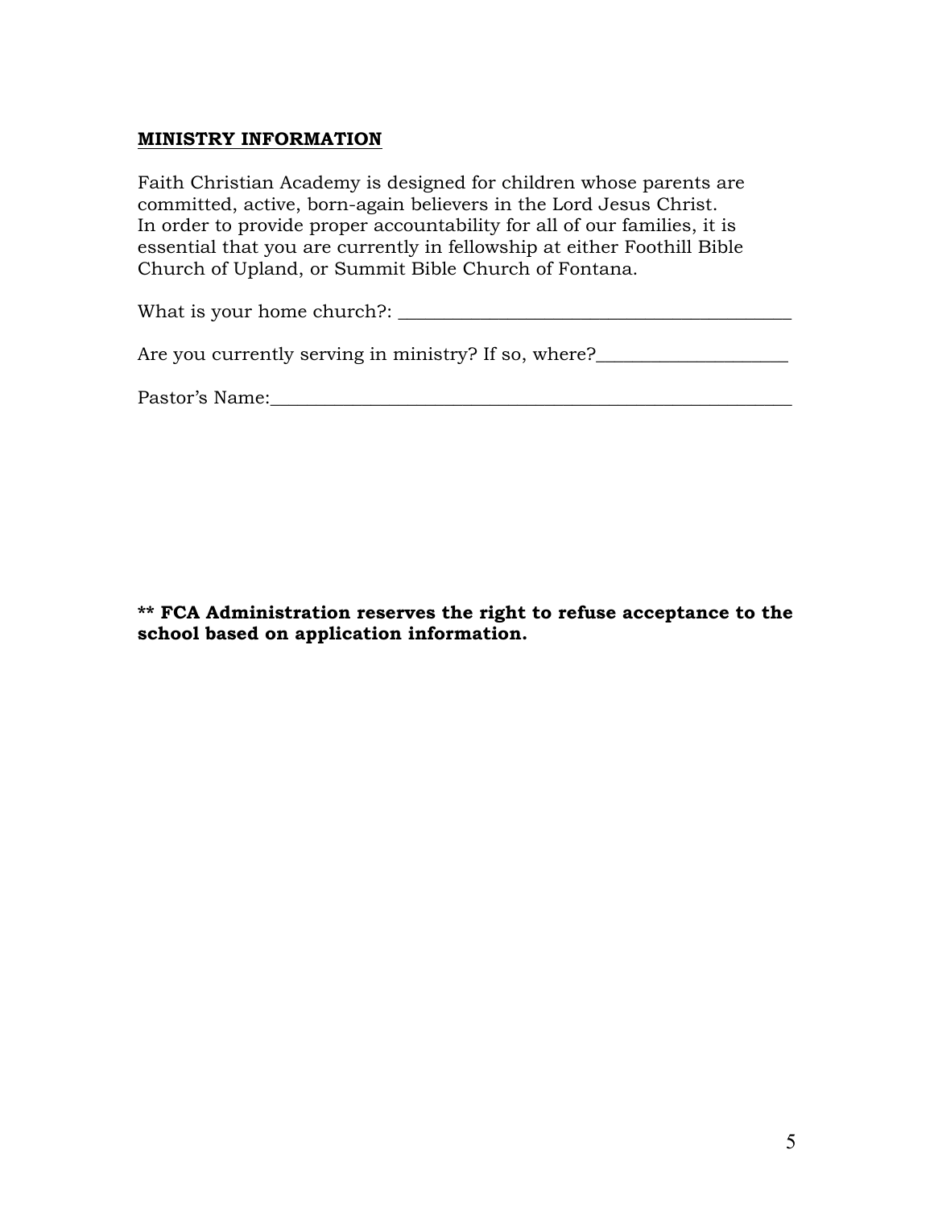**<u>MINISTRY INFORMATION</u>**

Faith Christian Academy is designed for children whose parents are committed, active, born-again believers in the Lord Jesus Christ. In order to provide proper accountability for all of our families, it is essential that you are currently in fellowship at either Foothill Bible Church of Upland, or Summit Bible Church of Fontana.

What is your home church?: ___________________________________________

Are you currently serving in ministry? If so, where?____________________

Pastor's Name:__________________________________________________________

**** FCA Administration reserves the right to refuse acceptance to the school based on application information.**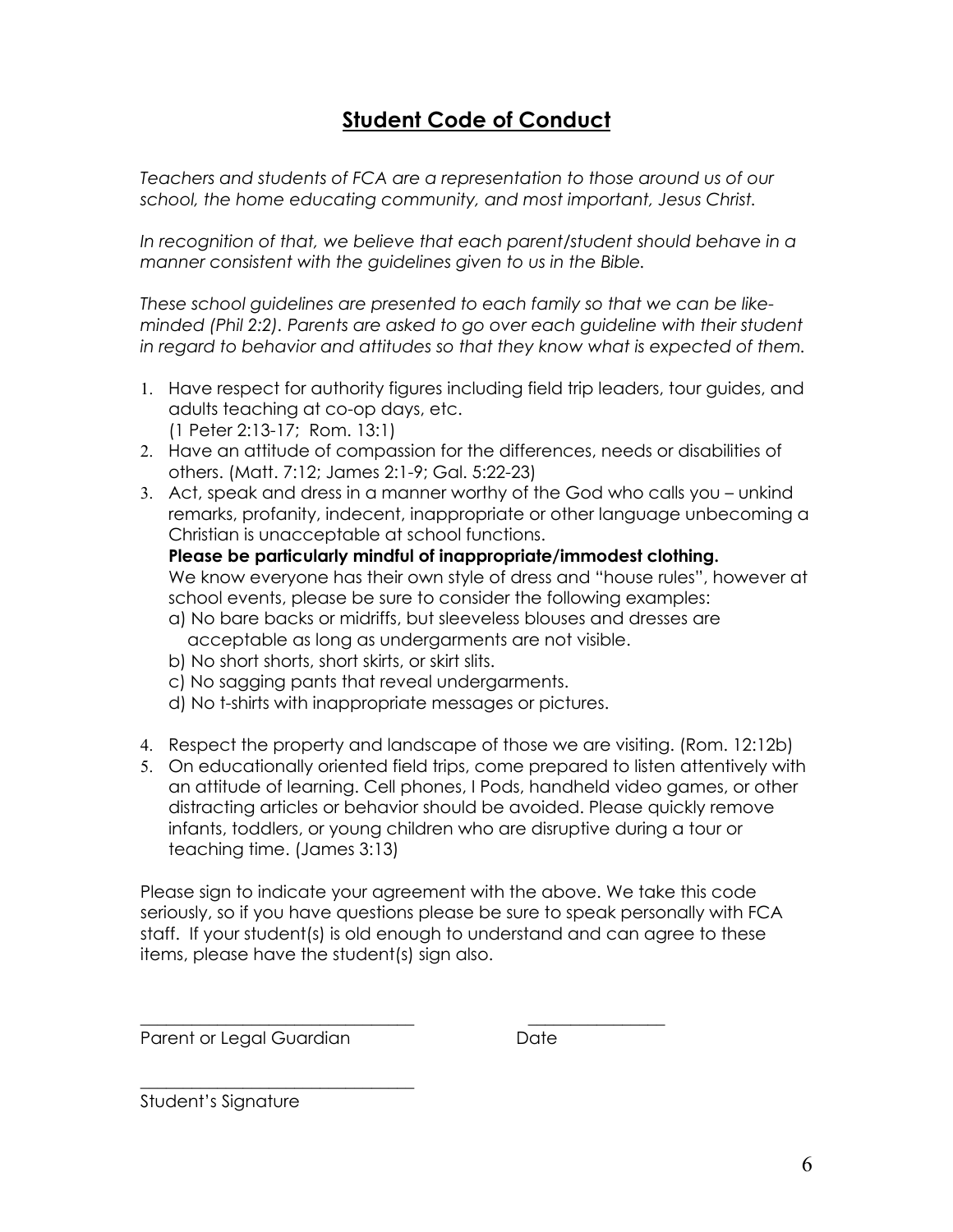# Student Code of Conduct

*Teachers and students of FCA are a representation to those around us of our school, the home educating community, and most important, Jesus Christ.*

*In recognition of that, we believe that each parent/student should behave in a manner consistent with the guidelines given to us in the Bible.*

*These school guidelines are presented to each family so that we can be like-minded (Phil 2:2). Parents are asked to go over each guideline with their student in regard to behavior and attitudes so that they know what is expected of them.*

1. Have respect for authority figures including field trip leaders, tour guides, and adults teaching at co-op days, etc.
   (1 Peter 2:13-17; Rom. 13:1)
2. Have an attitude of compassion for the differences, needs or disabilities of others. (Matt. 7:12; James 2:1-9; Gal. 5:22-23)
3. Act, speak and dress in a manner worthy of the God who calls you – unkind remarks, profanity, indecent, inappropriate or other language unbecoming a Christian is unacceptable at school functions.
   **Please be particularly mindful of inappropriate/immodest clothing.**
   We know everyone has their own style of dress and "house rules", however at school events, please be sure to consider the following examples:
   a) No bare backs or midriffs, but sleeveless blouses and dresses are acceptable as long as undergarments are not visible.
   b) No short shorts, short skirts, or skirt slits.
   c) No sagging pants that reveal undergarments.
   d) No t-shirts with inappropriate messages or pictures.
4. Respect the property and landscape of those we are visiting. (Rom. 12:12b)
5. On educationally oriented field trips, come prepared to listen attentively with an attitude of learning. Cell phones, I Pods, handheld video games, or other distracting articles or behavior should be avoided. Please quickly remove infants, toddlers, or young children who are disruptive during a tour or teaching time. (James 3:13)

Please sign to indicate your agreement with the above. We take this code seriously, so if you have questions please be sure to speak personally with FCA staff. If your student(s) is old enough to understand and can agree to these items, please have the student(s) sign also.

\_\_\_\_\_\_\_\_\_\_\_\_\_\_\_\_\_\_\_\_\_\_\_\_\_\_\_\_\_\_\_\_ \_\_\_\_\_\_\_\_\_\_\_\_\_\_\_\_

Parent or Legal Guardian Date

\_\_\_\_\_\_\_\_\_\_\_\_\_\_\_\_\_\_\_\_\_\_\_\_\_\_\_\_\_\_\_\_

Student's Signature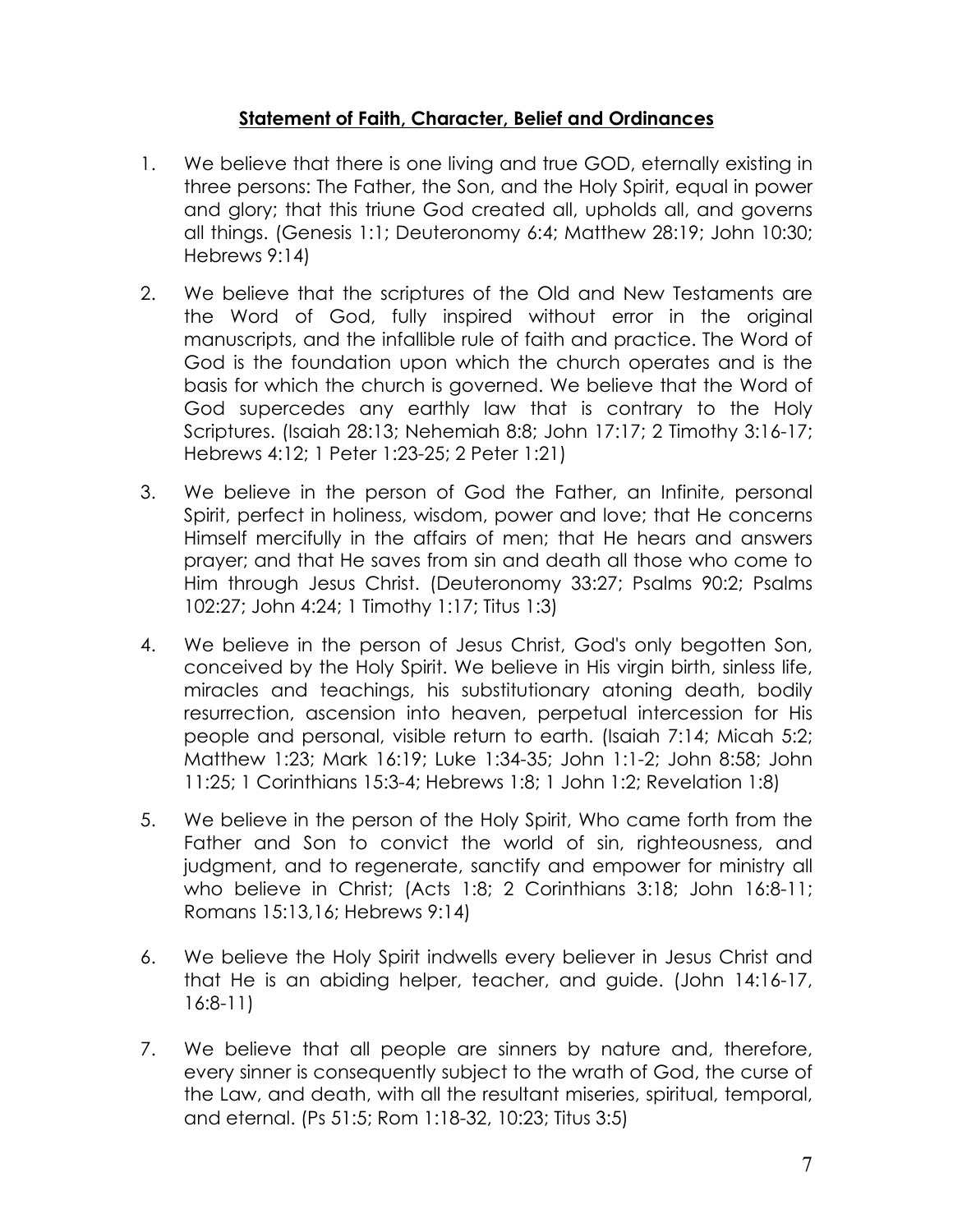**Statement of Faith, Character, Belief and Ordinances**

1. We believe that there is one living and true GOD, eternally existing in three persons: The Father, the Son, and the Holy Spirit, equal in power and glory; that this triune God created all, upholds all, and governs all things. (Genesis 1:1; Deuteronomy 6:4; Matthew 28:19; John 10:30; Hebrews 9:14)

2. We believe that the scriptures of the Old and New Testaments are the Word of God, fully inspired without error in the original manuscripts, and the infallible rule of faith and practice. The Word of God is the foundation upon which the church operates and is the basis for which the church is governed. We believe that the Word of God supercedes any earthly law that is contrary to the Holy Scriptures. (Isaiah 28:13; Nehemiah 8:8; John 17:17; 2 Timothy 3:16-17; Hebrews 4:12; 1 Peter 1:23-25; 2 Peter 1:21)

3. We believe in the person of God the Father, an Infinite, personal Spirit, perfect in holiness, wisdom, power and love; that He concerns Himself mercifully in the affairs of men; that He hears and answers prayer; and that He saves from sin and death all those who come to Him through Jesus Christ. (Deuteronomy 33:27; Psalms 90:2; Psalms 102:27; John 4:24; 1 Timothy 1:17; Titus 1:3)

4. We believe in the person of Jesus Christ, God's only begotten Son, conceived by the Holy Spirit. We believe in His virgin birth, sinless life, miracles and teachings, his substitutionary atoning death, bodily resurrection, ascension into heaven, perpetual intercession for His people and personal, visible return to earth. (Isaiah 7:14; Micah 5:2; Matthew 1:23; Mark 16:19; Luke 1:34-35; John 1:1-2; John 8:58; John 11:25; 1 Corinthians 15:3-4; Hebrews 1:8; 1 John 1:2; Revelation 1:8)

5. We believe in the person of the Holy Spirit, Who came forth from the Father and Son to convict the world of sin, righteousness, and judgment, and to regenerate, sanctify and empower for ministry all who believe in Christ; (Acts 1:8; 2 Corinthians 3:18; John 16:8-11; Romans 15:13,16; Hebrews 9:14)

6. We believe the Holy Spirit indwells every believer in Jesus Christ and that He is an abiding helper, teacher, and guide. (John 14:16-17, 16:8-11)

7. We believe that all people are sinners by nature and, therefore, every sinner is consequently subject to the wrath of God, the curse of the Law, and death, with all the resultant miseries, spiritual, temporal, and eternal. (Ps 51:5; Rom 1:18-32, 10:23; Titus 3:5)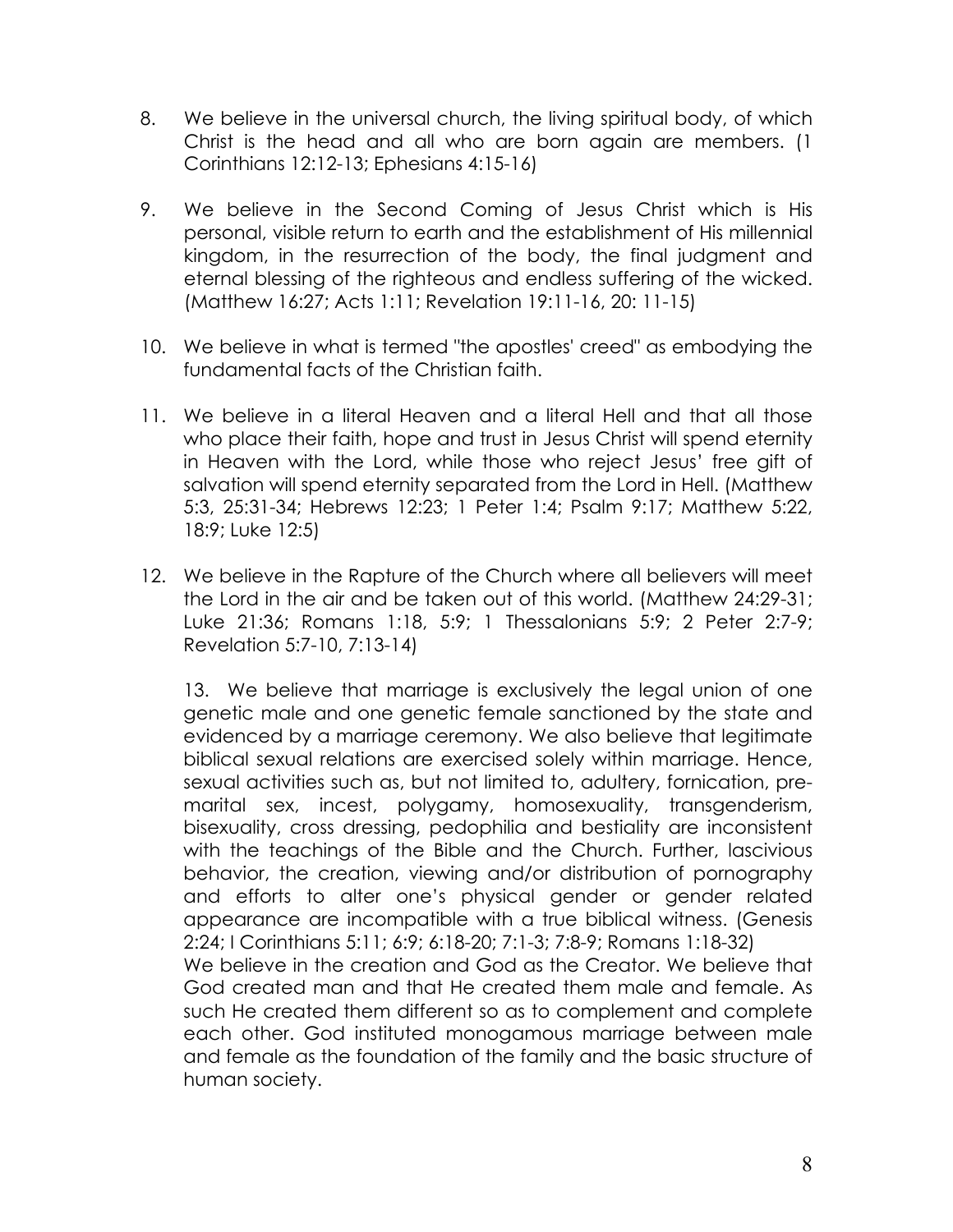8. We believe in the universal church, the living spiritual body, of which Christ is the head and all who are born again are members. (1 Corinthians 12:12-13; Ephesians 4:15-16)

9. We believe in the Second Coming of Jesus Christ which is His personal, visible return to earth and the establishment of His millennial kingdom, in the resurrection of the body, the final judgment and eternal blessing of the righteous and endless suffering of the wicked. (Matthew 16:27; Acts 1:11; Revelation 19:11-16, 20: 11-15)

10. We believe in what is termed "the apostles' creed" as embodying the fundamental facts of the Christian faith.

11. We believe in a literal Heaven and a literal Hell and that all those who place their faith, hope and trust in Jesus Christ will spend eternity in Heaven with the Lord, while those who reject Jesus' free gift of salvation will spend eternity separated from the Lord in Hell. (Matthew 5:3, 25:31-34; Hebrews 12:23; 1 Peter 1:4; Psalm 9:17; Matthew 5:22, 18:9; Luke 12:5)

12. We believe in the Rapture of the Church where all believers will meet the Lord in the air and be taken out of this world. (Matthew 24:29-31; Luke 21:36; Romans 1:18, 5:9; 1 Thessalonians 5:9; 2 Peter 2:7-9; Revelation 5:7-10, 7:13-14)

13. We believe that marriage is exclusively the legal union of one genetic male and one genetic female sanctioned by the state and evidenced by a marriage ceremony. We also believe that legitimate biblical sexual relations are exercised solely within marriage. Hence, sexual activities such as, but not limited to, adultery, fornication, pre-marital sex, incest, polygamy, homosexuality, transgenderism, bisexuality, cross dressing, pedophilia and bestiality are inconsistent with the teachings of the Bible and the Church. Further, lascivious behavior, the creation, viewing and/or distribution of pornography and efforts to alter one's physical gender or gender related appearance are incompatible with a true biblical witness. (Genesis 2:24; I Corinthians 5:11; 6:9; 6:18-20; 7:1-3; 7:8-9; Romans 1:18-32)

We believe in the creation and God as the Creator. We believe that God created man and that He created them male and female. As such He created them different so as to complement and complete each other. God instituted monogamous marriage between male and female as the foundation of the family and the basic structure of human society.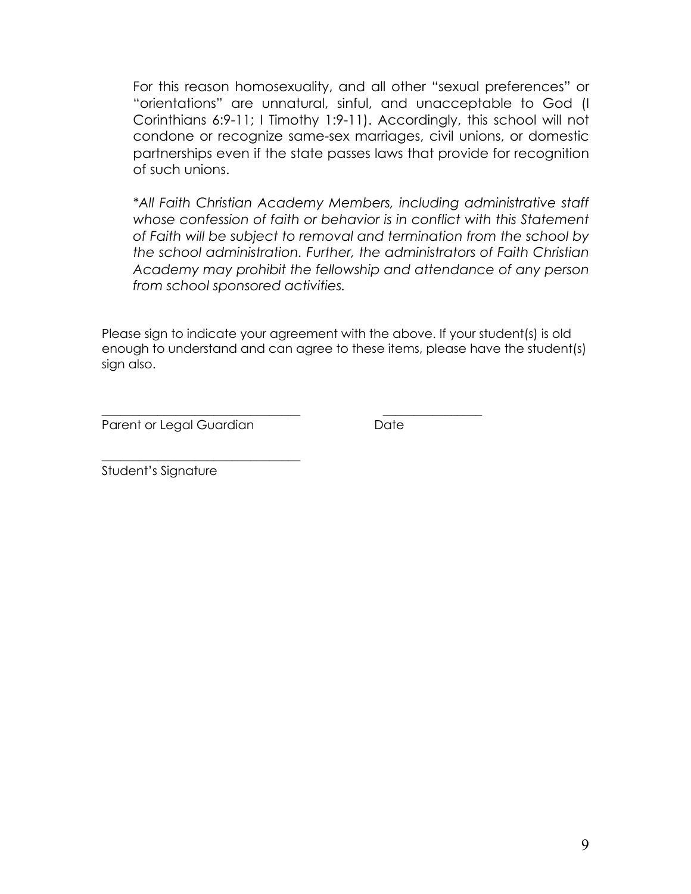For this reason homosexuality, and all other "sexual preferences" or "orientations" are unnatural, sinful, and unacceptable to God (I Corinthians 6:9-11; I Timothy 1:9-11). Accordingly, this school will not condone or recognize same-sex marriages, civil unions, or domestic partnerships even if the state passes laws that provide for recognition of such unions.

*\*All Faith Christian Academy Members, including administrative staff whose confession of faith or behavior is in conflict with this Statement of Faith will be subject to removal and termination from the school by the school administration. Further, the administrators of Faith Christian Academy may prohibit the fellowship and attendance of any person from school sponsored activities.*

Please sign to indicate your agreement with the above. If your student(s) is old enough to understand and can agree to these items, please have the student(s) sign also.

\_\_\_\_\_\_\_\_\_\_\_\_\_\_\_\_\_\_\_\_\_\_\_\_\_\_\_\_\_\_\_\_ \_\_\_\_\_\_\_\_\_\_\_\_\_\_\_\_\_
Parent or Legal Guardian Date

\_\_\_\_\_\_\_\_\_\_\_\_\_\_\_\_\_\_\_\_\_\_\_\_\_\_\_\_\_\_\_\_
Student's Signature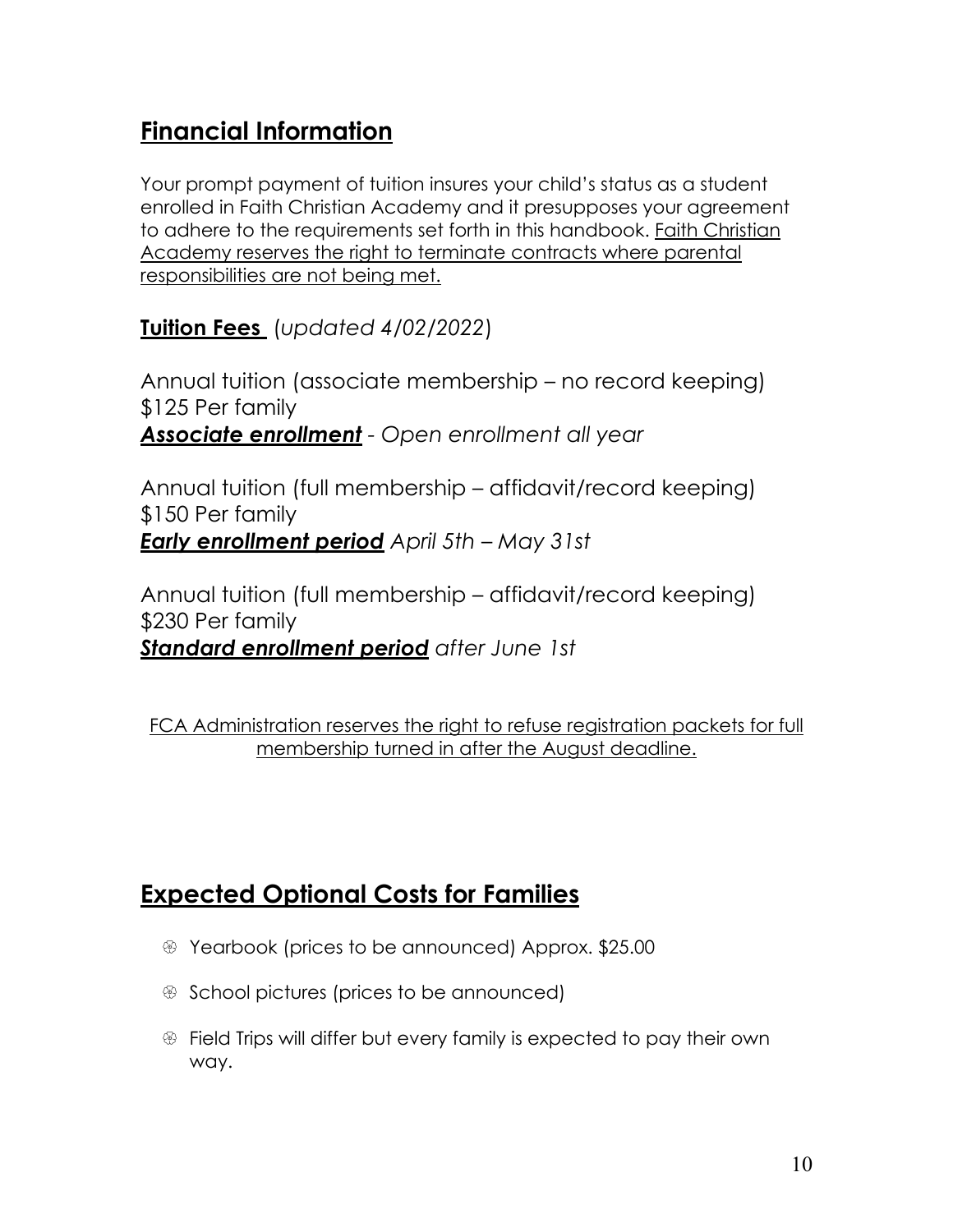## Financial Information

Your prompt payment of tuition insures your child's status as a student enrolled in Faith Christian Academy and it presupposes your agreement to adhere to the requirements set forth in this handbook. Faith Christian Academy reserves the right to terminate contracts where parental responsibilities are not being met.

### Tuition Fees (*updated 4/02/2022*)

Annual tuition (associate membership – no record keeping)
$125 Per family
***Associate enrollment*** *- Open enrollment all year*

Annual tuition (full membership – affidavit/record keeping)
$150 Per family
***Early enrollment period*** *April 5th – May 31st*

Annual tuition (full membership – affidavit/record keeping)
$230 Per family
***Standard enrollment period*** *after June 1st*

FCA Administration reserves the right to refuse registration packets for full membership turned in after the August deadline.

## Expected Optional Costs for Families

- Yearbook (prices to be announced) Approx. $25.00
- School pictures (prices to be announced)
- Field Trips will differ but every family is expected to pay their own way.